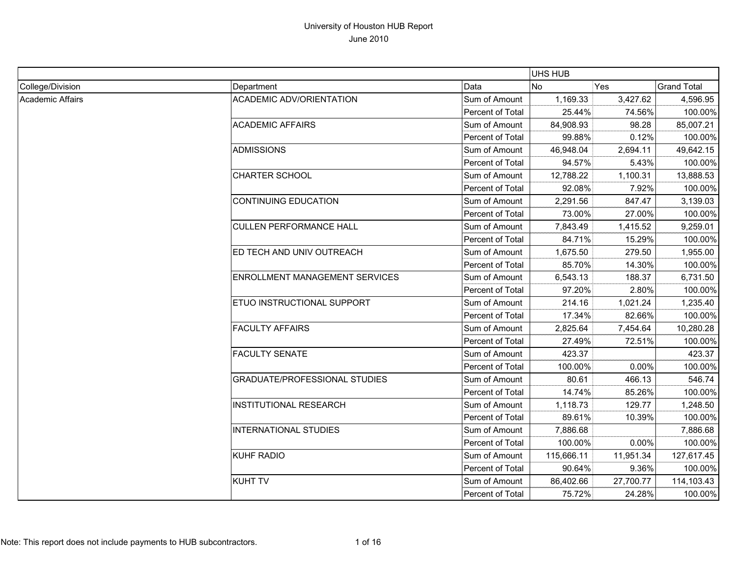# University of Houston HUB Report

June 2010

| | | | UHS HUB | | |
|---|---|---|---|---|---|
| College/Division | Department | Data | No | Yes | Grand Total |
| Academic Affairs | ACADEMIC ADV/ORIENTATION | Sum of Amount | 1,169.33 | 3,427.62 | 4,596.95 |
| | | Percent of Total | 25.44% | 74.56% | 100.00% |
| | ACADEMIC AFFAIRS | Sum of Amount | 84,908.93 | 98.28 | 85,007.21 |
| | | Percent of Total | 99.88% | 0.12% | 100.00% |
| | ADMISSIONS | Sum of Amount | 46,948.04 | 2,694.11 | 49,642.15 |
| | | Percent of Total | 94.57% | 5.43% | 100.00% |
| | CHARTER SCHOOL | Sum of Amount | 12,788.22 | 1,100.31 | 13,888.53 |
| | | Percent of Total | 92.08% | 7.92% | 100.00% |
| | CONTINUING EDUCATION | Sum of Amount | 2,291.56 | 847.47 | 3,139.03 |
| | | Percent of Total | 73.00% | 27.00% | 100.00% |
| | CULLEN PERFORMANCE HALL | Sum of Amount | 7,843.49 | 1,415.52 | 9,259.01 |
| | | Percent of Total | 84.71% | 15.29% | 100.00% |
| | ED TECH AND UNIV OUTREACH | Sum of Amount | 1,675.50 | 279.50 | 1,955.00 |
| | | Percent of Total | 85.70% | 14.30% | 100.00% |
| | ENROLLMENT MANAGEMENT SERVICES | Sum of Amount | 6,543.13 | 188.37 | 6,731.50 |
| | | Percent of Total | 97.20% | 2.80% | 100.00% |
| | ETUO INSTRUCTIONAL SUPPORT | Sum of Amount | 214.16 | 1,021.24 | 1,235.40 |
| | | Percent of Total | 17.34% | 82.66% | 100.00% |
| | FACULTY AFFAIRS | Sum of Amount | 2,825.64 | 7,454.64 | 10,280.28 |
| | | Percent of Total | 27.49% | 72.51% | 100.00% |
| | FACULTY SENATE | Sum of Amount | 423.37 | | 423.37 |
| | | Percent of Total | 100.00% | 0.00% | 100.00% |
| | GRADUATE/PROFESSIONAL STUDIES | Sum of Amount | 80.61 | 466.13 | 546.74 |
| | | Percent of Total | 14.74% | 85.26% | 100.00% |
| | INSTITUTIONAL RESEARCH | Sum of Amount | 1,118.73 | 129.77 | 1,248.50 |
| | | Percent of Total | 89.61% | 10.39% | 100.00% |
| | INTERNATIONAL STUDIES | Sum of Amount | 7,886.68 | | 7,886.68 |
| | | Percent of Total | 100.00% | 0.00% | 100.00% |
| | KUHF RADIO | Sum of Amount | 115,666.11 | 11,951.34 | 127,617.45 |
| | | Percent of Total | 90.64% | 9.36% | 100.00% |
| | KUHT TV | Sum of Amount | 86,402.66 | 27,700.77 | 114,103.43 |
| | | Percent of Total | 75.72% | 24.28% | 100.00% |

Note: This report does not include payments to HUB subcontractors.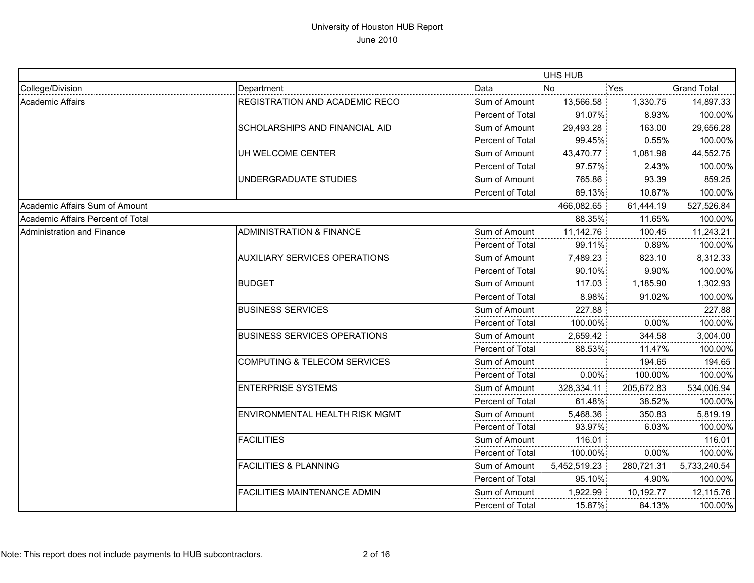# University of Houston HUB Report
June 2010

| | | | UHS HUB | | |
|---|---|---|---|---|---|
| College/Division | Department | Data | No | Yes | Grand Total |
| Academic Affairs | REGISTRATION AND ACADEMIC RECO | Sum of Amount | 13,566.58 | 1,330.75 | 14,897.33 |
| | | Percent of Total | 91.07% | 8.93% | 100.00% |
| | SCHOLARSHIPS AND FINANCIAL AID | Sum of Amount | 29,493.28 | 163.00 | 29,656.28 |
| | | Percent of Total | 99.45% | 0.55% | 100.00% |
| | UH WELCOME CENTER | Sum of Amount | 43,470.77 | 1,081.98 | 44,552.75 |
| | | Percent of Total | 97.57% | 2.43% | 100.00% |
| | UNDERGRADUATE STUDIES | Sum of Amount | 765.86 | 93.39 | 859.25 |
| | | Percent of Total | 89.13% | 10.87% | 100.00% |
| Academic Affairs Sum of Amount | | | 466,082.65 | 61,444.19 | 527,526.84 |
| Academic Affairs Percent of Total | | | 88.35% | 11.65% | 100.00% |
| Administration and Finance | ADMINISTRATION & FINANCE | Sum of Amount | 11,142.76 | 100.45 | 11,243.21 |
| | | Percent of Total | 99.11% | 0.89% | 100.00% |
| | AUXILIARY SERVICES OPERATIONS | Sum of Amount | 7,489.23 | 823.10 | 8,312.33 |
| | | Percent of Total | 90.10% | 9.90% | 100.00% |
| | BUDGET | Sum of Amount | 117.03 | 1,185.90 | 1,302.93 |
| | | Percent of Total | 8.98% | 91.02% | 100.00% |
| | BUSINESS SERVICES | Sum of Amount | 227.88 | | 227.88 |
| | | Percent of Total | 100.00% | 0.00% | 100.00% |
| | BUSINESS SERVICES OPERATIONS | Sum of Amount | 2,659.42 | 344.58 | 3,004.00 |
| | | Percent of Total | 88.53% | 11.47% | 100.00% |
| | COMPUTING & TELECOM SERVICES | Sum of Amount | | 194.65 | 194.65 |
| | | Percent of Total | 0.00% | 100.00% | 100.00% |
| | ENTERPRISE SYSTEMS | Sum of Amount | 328,334.11 | 205,672.83 | 534,006.94 |
| | | Percent of Total | 61.48% | 38.52% | 100.00% |
| | ENVIRONMENTAL HEALTH RISK MGMT | Sum of Amount | 5,468.36 | 350.83 | 5,819.19 |
| | | Percent of Total | 93.97% | 6.03% | 100.00% |
| | FACILITIES | Sum of Amount | 116.01 | | 116.01 |
| | | Percent of Total | 100.00% | 0.00% | 100.00% |
| | FACILITIES & PLANNING | Sum of Amount | 5,452,519.23 | 280,721.31 | 5,733,240.54 |
| | | Percent of Total | 95.10% | 4.90% | 100.00% |
| | FACILITIES MAINTENANCE ADMIN | Sum of Amount | 1,922.99 | 10,192.77 | 12,115.76 |
| | | Percent of Total | 15.87% | 84.13% | 100.00% |

Note: This report does not include payments to HUB subcontractors.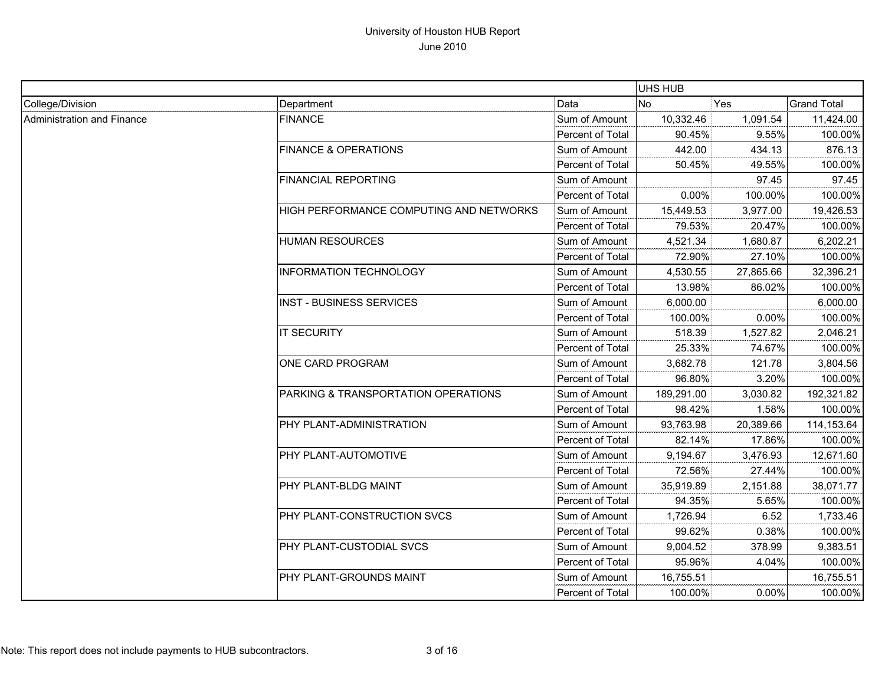University of Houston HUB Report

June 2010

| | | | UHS HUB | | |
|---|---|---|---|---|---|
| College/Division | Department | Data | No | Yes | Grand Total |
| Administration and Finance | FINANCE | Sum of Amount | 10,332.46 | 1,091.54 | 11,424.00 |
| | | Percent of Total | 90.45% | 9.55% | 100.00% |
| | FINANCE & OPERATIONS | Sum of Amount | 442.00 | 434.13 | 876.13 |
| | | Percent of Total | 50.45% | 49.55% | 100.00% |
| | FINANCIAL REPORTING | Sum of Amount | | 97.45 | 97.45 |
| | | Percent of Total | 0.00% | 100.00% | 100.00% |
| | HIGH PERFORMANCE COMPUTING AND NETWORKS | Sum of Amount | 15,449.53 | 3,977.00 | 19,426.53 |
| | | Percent of Total | 79.53% | 20.47% | 100.00% |
| | HUMAN RESOURCES | Sum of Amount | 4,521.34 | 1,680.87 | 6,202.21 |
| | | Percent of Total | 72.90% | 27.10% | 100.00% |
| | INFORMATION TECHNOLOGY | Sum of Amount | 4,530.55 | 27,865.66 | 32,396.21 |
| | | Percent of Total | 13.98% | 86.02% | 100.00% |
| | INST - BUSINESS SERVICES | Sum of Amount | 6,000.00 | | 6,000.00 |
| | | Percent of Total | 100.00% | 0.00% | 100.00% |
| | IT SECURITY | Sum of Amount | 518.39 | 1,527.82 | 2,046.21 |
| | | Percent of Total | 25.33% | 74.67% | 100.00% |
| | ONE CARD PROGRAM | Sum of Amount | 3,682.78 | 121.78 | 3,804.56 |
| | | Percent of Total | 96.80% | 3.20% | 100.00% |
| | PARKING & TRANSPORTATION OPERATIONS | Sum of Amount | 189,291.00 | 3,030.82 | 192,321.82 |
| | | Percent of Total | 98.42% | 1.58% | 100.00% |
| | PHY PLANT-ADMINISTRATION | Sum of Amount | 93,763.98 | 20,389.66 | 114,153.64 |
| | | Percent of Total | 82.14% | 17.86% | 100.00% |
| | PHY PLANT-AUTOMOTIVE | Sum of Amount | 9,194.67 | 3,476.93 | 12,671.60 |
| | | Percent of Total | 72.56% | 27.44% | 100.00% |
| | PHY PLANT-BLDG MAINT | Sum of Amount | 35,919.89 | 2,151.88 | 38,071.77 |
| | | Percent of Total | 94.35% | 5.65% | 100.00% |
| | PHY PLANT-CONSTRUCTION SVCS | Sum of Amount | 1,726.94 | 6.52 | 1,733.46 |
| | | Percent of Total | 99.62% | 0.38% | 100.00% |
| | PHY PLANT-CUSTODIAL SVCS | Sum of Amount | 9,004.52 | 378.99 | 9,383.51 |
| | | Percent of Total | 95.96% | 4.04% | 100.00% |
| | PHY PLANT-GROUNDS MAINT | Sum of Amount | 16,755.51 | | 16,755.51 |
| | | Percent of Total | 100.00% | 0.00% | 100.00% |

Note: This report does not include payments to HUB subcontractors.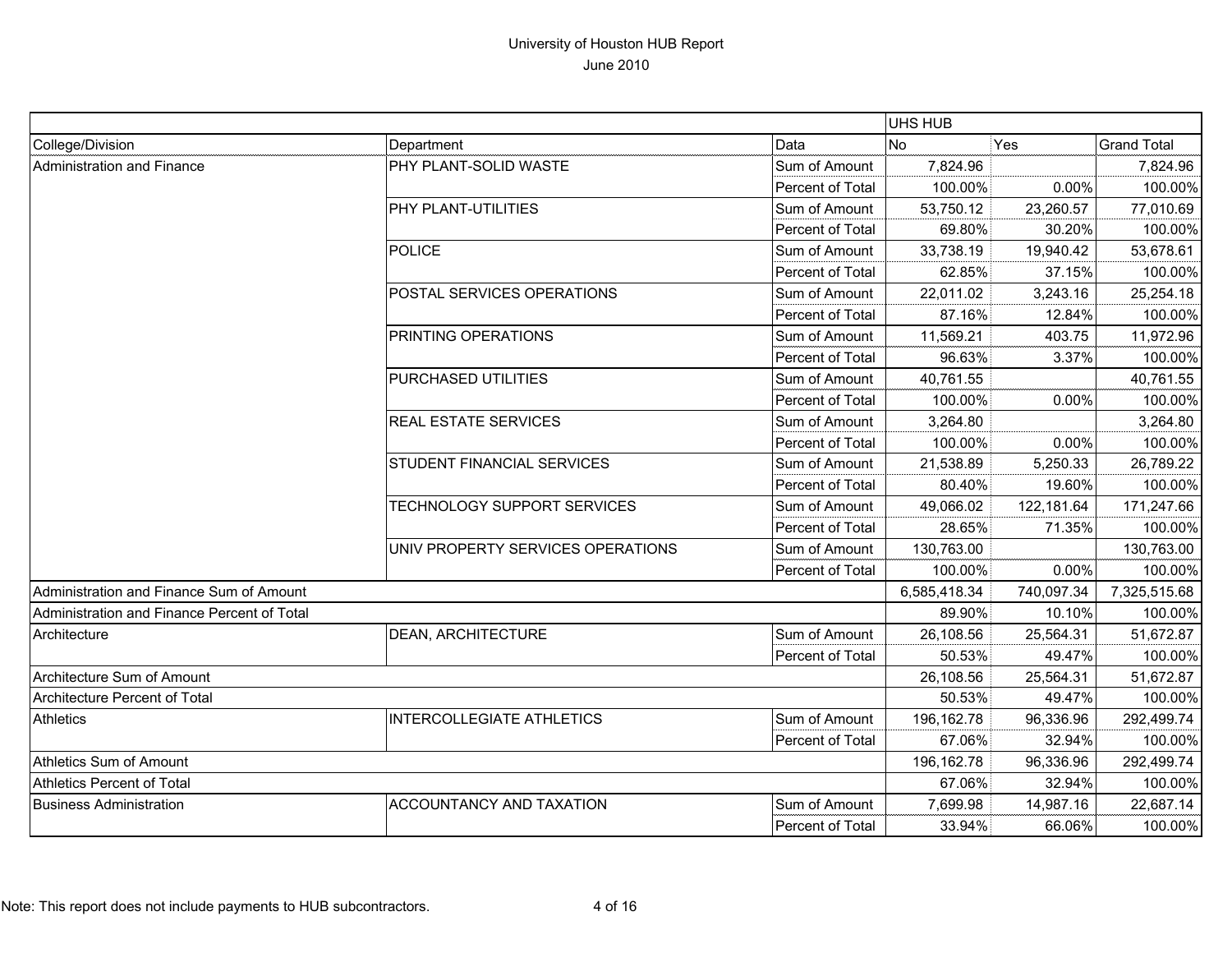# University of Houston HUB Report

June 2010

| | | | UHS HUB | | |
|---|---|---|---|---|---|
| College/Division | Department | Data | No | Yes | Grand Total |
| Administration and Finance | PHY PLANT-SOLID WASTE | Sum of Amount | 7,824.96 | | 7,824.96 |
| | | Percent of Total | 100.00% | 0.00% | 100.00% |
| | PHY PLANT-UTILITIES | Sum of Amount | 53,750.12 | 23,260.57 | 77,010.69 |
| | | Percent of Total | 69.80% | 30.20% | 100.00% |
| | POLICE | Sum of Amount | 33,738.19 | 19,940.42 | 53,678.61 |
| | | Percent of Total | 62.85% | 37.15% | 100.00% |
| | POSTAL SERVICES OPERATIONS | Sum of Amount | 22,011.02 | 3,243.16 | 25,254.18 |
| | | Percent of Total | 87.16% | 12.84% | 100.00% |
| | PRINTING OPERATIONS | Sum of Amount | 11,569.21 | 403.75 | 11,972.96 |
| | | Percent of Total | 96.63% | 3.37% | 100.00% |
| | PURCHASED UTILITIES | Sum of Amount | 40,761.55 | | 40,761.55 |
| | | Percent of Total | 100.00% | 0.00% | 100.00% |
| | REAL ESTATE SERVICES | Sum of Amount | 3,264.80 | | 3,264.80 |
| | | Percent of Total | 100.00% | 0.00% | 100.00% |
| | STUDENT FINANCIAL SERVICES | Sum of Amount | 21,538.89 | 5,250.33 | 26,789.22 |
| | | Percent of Total | 80.40% | 19.60% | 100.00% |
| | TECHNOLOGY SUPPORT SERVICES | Sum of Amount | 49,066.02 | 122,181.64 | 171,247.66 |
| | | Percent of Total | 28.65% | 71.35% | 100.00% |
| | UNIV PROPERTY SERVICES OPERATIONS | Sum of Amount | 130,763.00 | | 130,763.00 |
| | | Percent of Total | 100.00% | 0.00% | 100.00% |
| Administration and Finance Sum of Amount | | | 6,585,418.34 | 740,097.34 | 7,325,515.68 |
| Administration and Finance Percent of Total | | | 89.90% | 10.10% | 100.00% |
| Architecture | DEAN, ARCHITECTURE | Sum of Amount | 26,108.56 | 25,564.31 | 51,672.87 |
| | | Percent of Total | 50.53% | 49.47% | 100.00% |
| Architecture Sum of Amount | | | 26,108.56 | 25,564.31 | 51,672.87 |
| Architecture Percent of Total | | | 50.53% | 49.47% | 100.00% |
| Athletics | INTERCOLLEGIATE ATHLETICS | Sum of Amount | 196,162.78 | 96,336.96 | 292,499.74 |
| | | Percent of Total | 67.06% | 32.94% | 100.00% |
| Athletics Sum of Amount | | | 196,162.78 | 96,336.96 | 292,499.74 |
| Athletics Percent of Total | | | 67.06% | 32.94% | 100.00% |
| Business Administration | ACCOUNTANCY AND TAXATION | Sum of Amount | 7,699.98 | 14,987.16 | 22,687.14 |
| | | Percent of Total | 33.94% | 66.06% | 100.00% |

Note: This report does not include payments to HUB subcontractors.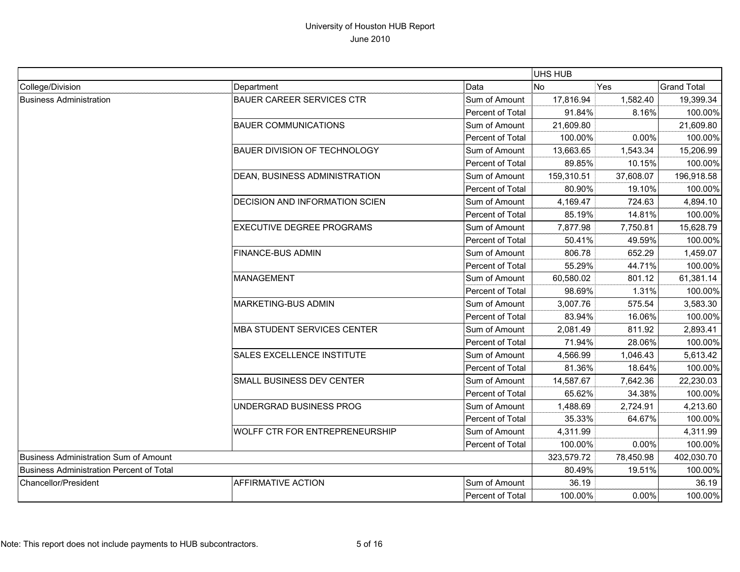# University of Houston HUB Report

June 2010

| | | | UHS HUB | | |
|---|---|---|---|---|---|
| College/Division | Department | Data | No | Yes | Grand Total |
| Business Administration | BAUER CAREER SERVICES CTR | Sum of Amount | 17,816.94 | 1,582.40 | 19,399.34 |
| | | Percent of Total | 91.84% | 8.16% | 100.00% |
| | BAUER COMMUNICATIONS | Sum of Amount | 21,609.80 | | 21,609.80 |
| | | Percent of Total | 100.00% | 0.00% | 100.00% |
| | BAUER DIVISION OF TECHNOLOGY | Sum of Amount | 13,663.65 | 1,543.34 | 15,206.99 |
| | | Percent of Total | 89.85% | 10.15% | 100.00% |
| | DEAN, BUSINESS ADMINISTRATION | Sum of Amount | 159,310.51 | 37,608.07 | 196,918.58 |
| | | Percent of Total | 80.90% | 19.10% | 100.00% |
| | DECISION AND INFORMATION SCIEN | Sum of Amount | 4,169.47 | 724.63 | 4,894.10 |
| | | Percent of Total | 85.19% | 14.81% | 100.00% |
| | EXECUTIVE DEGREE PROGRAMS | Sum of Amount | 7,877.98 | 7,750.81 | 15,628.79 |
| | | Percent of Total | 50.41% | 49.59% | 100.00% |
| | FINANCE-BUS ADMIN | Sum of Amount | 806.78 | 652.29 | 1,459.07 |
| | | Percent of Total | 55.29% | 44.71% | 100.00% |
| | MANAGEMENT | Sum of Amount | 60,580.02 | 801.12 | 61,381.14 |
| | | Percent of Total | 98.69% | 1.31% | 100.00% |
| | MARKETING-BUS ADMIN | Sum of Amount | 3,007.76 | 575.54 | 3,583.30 |
| | | Percent of Total | 83.94% | 16.06% | 100.00% |
| | MBA STUDENT SERVICES CENTER | Sum of Amount | 2,081.49 | 811.92 | 2,893.41 |
| | | Percent of Total | 71.94% | 28.06% | 100.00% |
| | SALES EXCELLENCE INSTITUTE | Sum of Amount | 4,566.99 | 1,046.43 | 5,613.42 |
| | | Percent of Total | 81.36% | 18.64% | 100.00% |
| | SMALL BUSINESS DEV CENTER | Sum of Amount | 14,587.67 | 7,642.36 | 22,230.03 |
| | | Percent of Total | 65.62% | 34.38% | 100.00% |
| | UNDERGRAD BUSINESS PROG | Sum of Amount | 1,488.69 | 2,724.91 | 4,213.60 |
| | | Percent of Total | 35.33% | 64.67% | 100.00% |
| | WOLFF CTR FOR ENTREPRENEURSHIP | Sum of Amount | 4,311.99 | | 4,311.99 |
| | | Percent of Total | 100.00% | 0.00% | 100.00% |
| Business Administration Sum of Amount | | | 323,579.72 | 78,450.98 | 402,030.70 |
| Business Administration Percent of Total | | | 80.49% | 19.51% | 100.00% |
| Chancellor/President | AFFIRMATIVE ACTION | Sum of Amount | 36.19 | | 36.19 |
| | | Percent of Total | 100.00% | 0.00% | 100.00% |

Note: This report does not include payments to HUB subcontractors.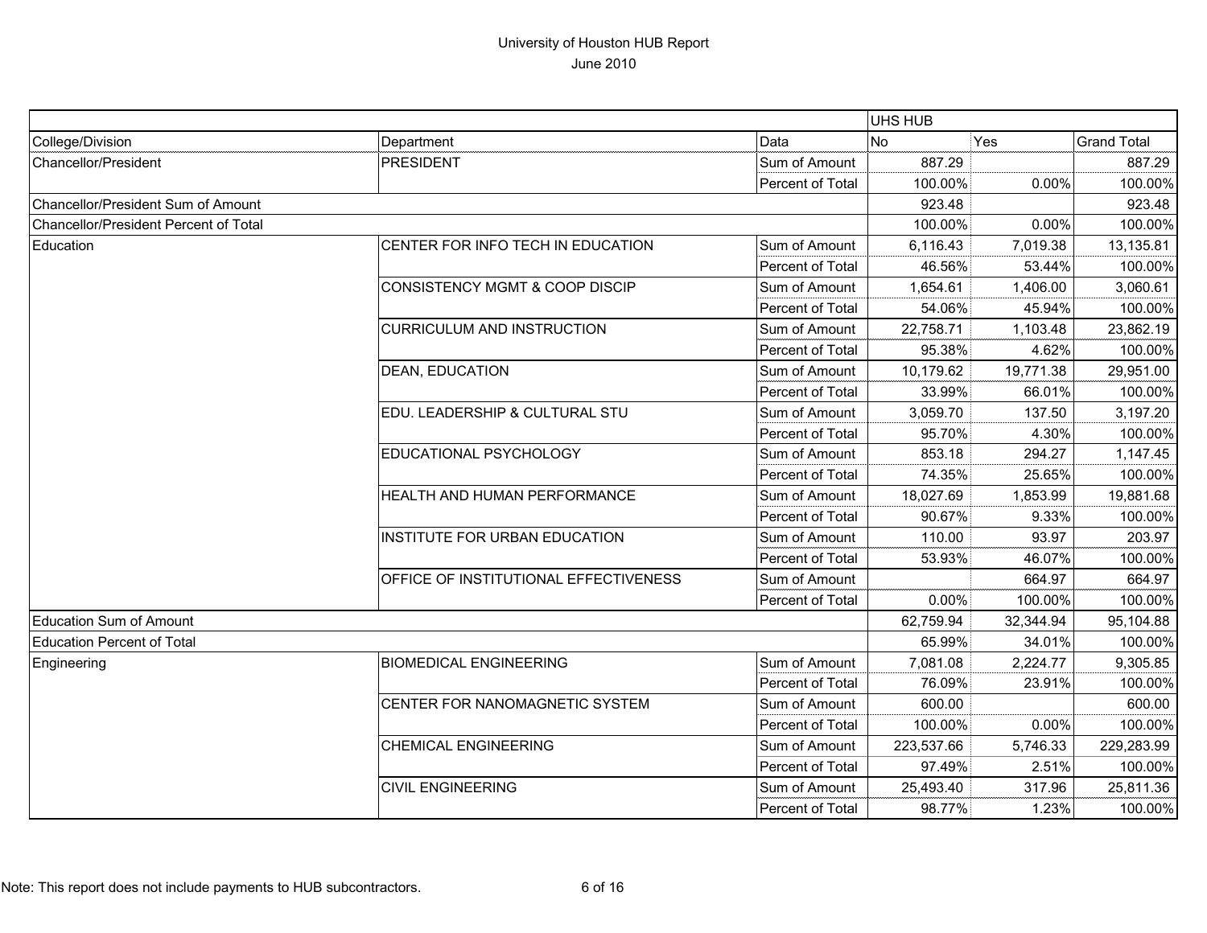# University of Houston HUB Report

June 2010

| | | | UHS HUB | | |
|---|---|---|---|---|---|
| College/Division | Department | Data | No | Yes | Grand Total |
| Chancellor/President | PRESIDENT | Sum of Amount | 887.29 | | 887.29 |
| | | Percent of Total | 100.00% | 0.00% | 100.00% |
| Chancellor/President Sum of Amount | | | 923.48 | | 923.48 |
| Chancellor/President Percent of Total | | | 100.00% | 0.00% | 100.00% |
| Education | CENTER FOR INFO TECH IN EDUCATION | Sum of Amount | 6,116.43 | 7,019.38 | 13,135.81 |
| | | Percent of Total | 46.56% | 53.44% | 100.00% |
| | CONSISTENCY MGMT & COOP DISCIP | Sum of Amount | 1,654.61 | 1,406.00 | 3,060.61 |
| | | Percent of Total | 54.06% | 45.94% | 100.00% |
| | CURRICULUM AND INSTRUCTION | Sum of Amount | 22,758.71 | 1,103.48 | 23,862.19 |
| | | Percent of Total | 95.38% | 4.62% | 100.00% |
| | DEAN, EDUCATION | Sum of Amount | 10,179.62 | 19,771.38 | 29,951.00 |
| | | Percent of Total | 33.99% | 66.01% | 100.00% |
| | EDU. LEADERSHIP & CULTURAL STU | Sum of Amount | 3,059.70 | 137.50 | 3,197.20 |
| | | Percent of Total | 95.70% | 4.30% | 100.00% |
| | EDUCATIONAL PSYCHOLOGY | Sum of Amount | 853.18 | 294.27 | 1,147.45 |
| | | Percent of Total | 74.35% | 25.65% | 100.00% |
| | HEALTH AND HUMAN PERFORMANCE | Sum of Amount | 18,027.69 | 1,853.99 | 19,881.68 |
| | | Percent of Total | 90.67% | 9.33% | 100.00% |
| | INSTITUTE FOR URBAN EDUCATION | Sum of Amount | 110.00 | 93.97 | 203.97 |
| | | Percent of Total | 53.93% | 46.07% | 100.00% |
| | OFFICE OF INSTITUTIONAL EFFECTIVENESS | Sum of Amount | | 664.97 | 664.97 |
| | | Percent of Total | 0.00% | 100.00% | 100.00% |
| Education Sum of Amount | | | 62,759.94 | 32,344.94 | 95,104.88 |
| Education Percent of Total | | | 65.99% | 34.01% | 100.00% |
| Engineering | BIOMEDICAL ENGINEERING | Sum of Amount | 7,081.08 | 2,224.77 | 9,305.85 |
| | | Percent of Total | 76.09% | 23.91% | 100.00% |
| | CENTER FOR NANOMAGNETIC SYSTEM | Sum of Amount | 600.00 | | 600.00 |
| | | Percent of Total | 100.00% | 0.00% | 100.00% |
| | CHEMICAL ENGINEERING | Sum of Amount | 223,537.66 | 5,746.33 | 229,283.99 |
| | | Percent of Total | 97.49% | 2.51% | 100.00% |
| | CIVIL ENGINEERING | Sum of Amount | 25,493.40 | 317.96 | 25,811.36 |
| | | Percent of Total | 98.77% | 1.23% | 100.00% |

Note: This report does not include payments to HUB subcontractors.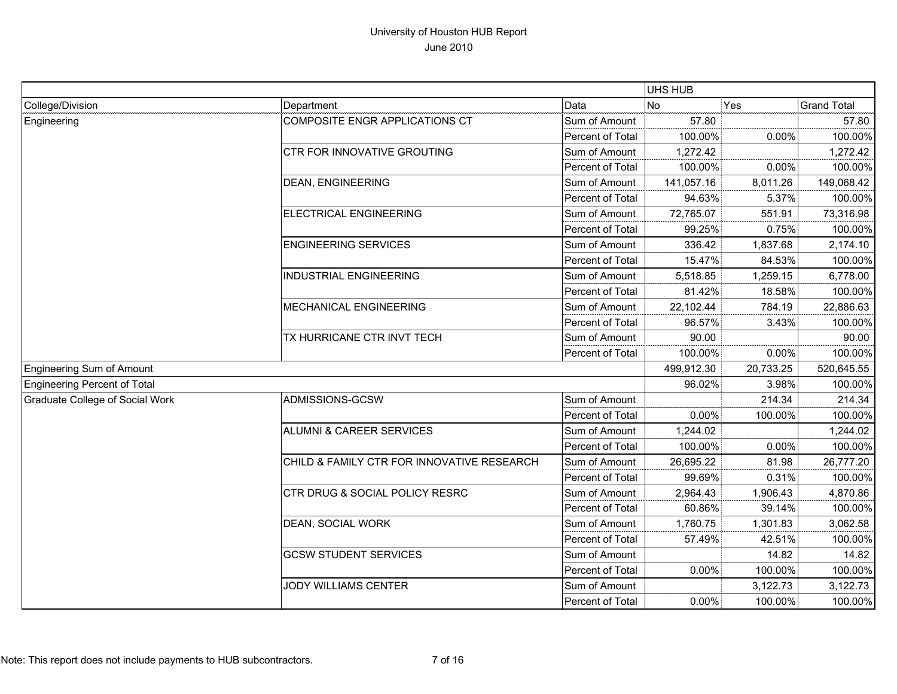# University of Houston HUB Report

June 2010

| | | | UHS HUB | | |
|---|---|---|---|---|---|
| College/Division | Department | Data | No | Yes | Grand Total |
| Engineering | COMPOSITE ENGR APPLICATIONS CT | Sum of Amount | 57.80 | | 57.80 |
| | | Percent of Total | 100.00% | 0.00% | 100.00% |
| | CTR FOR INNOVATIVE GROUTING | Sum of Amount | 1,272.42 | | 1,272.42 |
| | | Percent of Total | 100.00% | 0.00% | 100.00% |
| | DEAN, ENGINEERING | Sum of Amount | 141,057.16 | 8,011.26 | 149,068.42 |
| | | Percent of Total | 94.63% | 5.37% | 100.00% |
| | ELECTRICAL ENGINEERING | Sum of Amount | 72,765.07 | 551.91 | 73,316.98 |
| | | Percent of Total | 99.25% | 0.75% | 100.00% |
| | ENGINEERING SERVICES | Sum of Amount | 336.42 | 1,837.68 | 2,174.10 |
| | | Percent of Total | 15.47% | 84.53% | 100.00% |
| | INDUSTRIAL ENGINEERING | Sum of Amount | 5,518.85 | 1,259.15 | 6,778.00 |
| | | Percent of Total | 81.42% | 18.58% | 100.00% |
| | MECHANICAL ENGINEERING | Sum of Amount | 22,102.44 | 784.19 | 22,886.63 |
| | | Percent of Total | 96.57% | 3.43% | 100.00% |
| | TX HURRICANE CTR INVT TECH | Sum of Amount | 90.00 | | 90.00 |
| | | Percent of Total | 100.00% | 0.00% | 100.00% |
| Engineering Sum of Amount | | | 499,912.30 | 20,733.25 | 520,645.55 |
| Engineering Percent of Total | | | 96.02% | 3.98% | 100.00% |
| Graduate College of Social Work | ADMISSIONS-GCSW | Sum of Amount | | 214.34 | 214.34 |
| | | Percent of Total | 0.00% | 100.00% | 100.00% |
| | ALUMNI & CAREER SERVICES | Sum of Amount | 1,244.02 | | 1,244.02 |
| | | Percent of Total | 100.00% | 0.00% | 100.00% |
| | CHILD & FAMILY CTR FOR INNOVATIVE RESEARCH | Sum of Amount | 26,695.22 | 81.98 | 26,777.20 |
| | | Percent of Total | 99.69% | 0.31% | 100.00% |
| | CTR DRUG & SOCIAL POLICY RESRC | Sum of Amount | 2,964.43 | 1,906.43 | 4,870.86 |
| | | Percent of Total | 60.86% | 39.14% | 100.00% |
| | DEAN, SOCIAL WORK | Sum of Amount | 1,760.75 | 1,301.83 | 3,062.58 |
| | | Percent of Total | 57.49% | 42.51% | 100.00% |
| | GCSW STUDENT SERVICES | Sum of Amount | | 14.82 | 14.82 |
| | | Percent of Total | 0.00% | 100.00% | 100.00% |
| | JODY WILLIAMS CENTER | Sum of Amount | | 3,122.73 | 3,122.73 |
| | | Percent of Total | 0.00% | 100.00% | 100.00% |

Note: This report does not include payments to HUB subcontractors.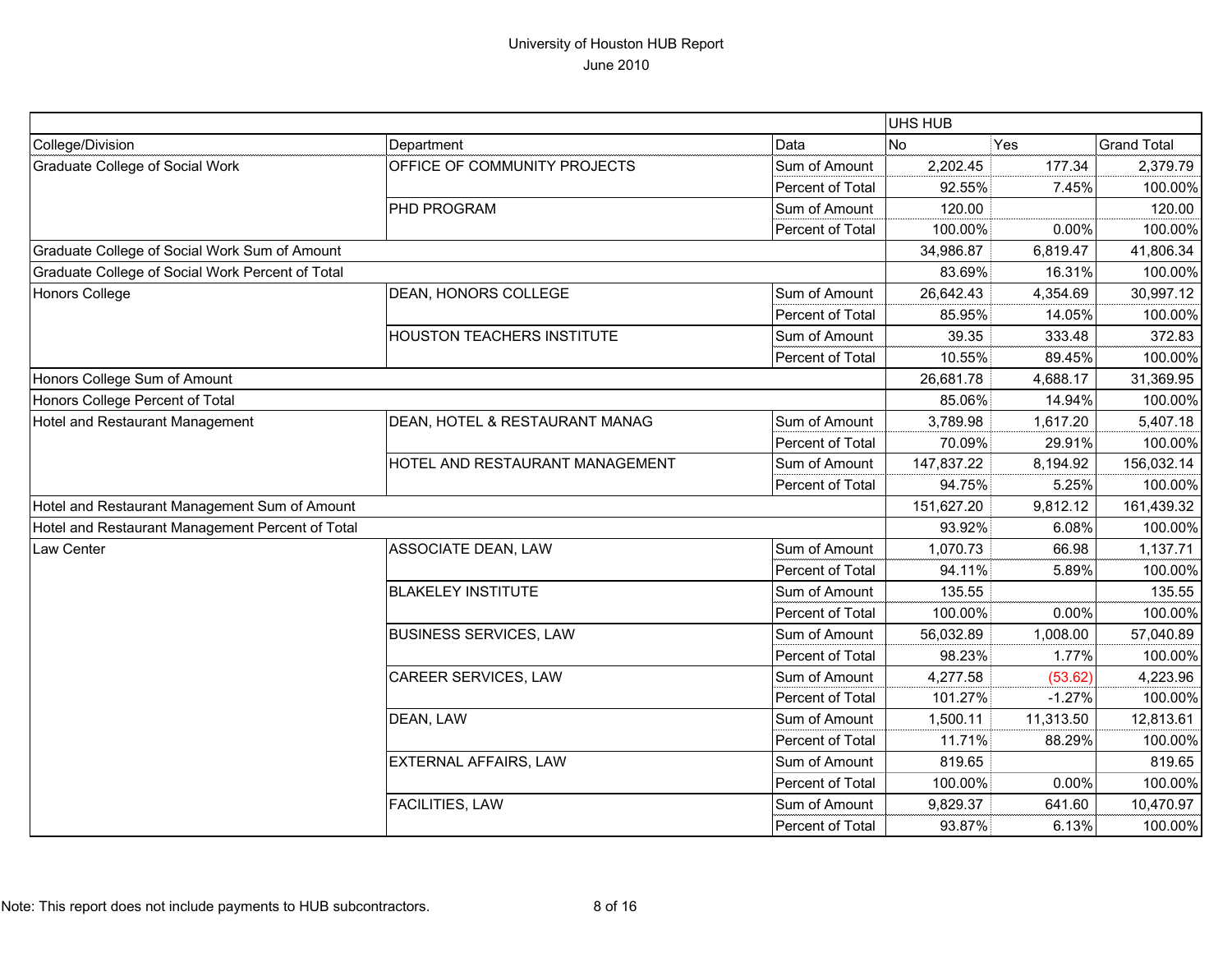# University of Houston HUB Report
## June 2010

| | | | UHS HUB | | |
|---|---|---|---|---|---|
| College/Division | Department | Data | No | Yes | Grand Total |
| Graduate College of Social Work | OFFICE OF COMMUNITY PROJECTS | Sum of Amount | 2,202.45 | 177.34 | 2,379.79 |
| | | Percent of Total | 92.55% | 7.45% | 100.00% |
| | PHD PROGRAM | Sum of Amount | 120.00 | | 120.00 |
| | | Percent of Total | 100.00% | 0.00% | 100.00% |
| Graduate College of Social Work Sum of Amount | | | 34,986.87 | 6,819.47 | 41,806.34 |
| Graduate College of Social Work Percent of Total | | | 83.69% | 16.31% | 100.00% |
| Honors College | DEAN, HONORS COLLEGE | Sum of Amount | 26,642.43 | 4,354.69 | 30,997.12 |
| | | Percent of Total | 85.95% | 14.05% | 100.00% |
| | HOUSTON TEACHERS INSTITUTE | Sum of Amount | 39.35 | 333.48 | 372.83 |
| | | Percent of Total | 10.55% | 89.45% | 100.00% |
| Honors College Sum of Amount | | | 26,681.78 | 4,688.17 | 31,369.95 |
| Honors College Percent of Total | | | 85.06% | 14.94% | 100.00% |
| Hotel and Restaurant Management | DEAN, HOTEL & RESTAURANT MANAG | Sum of Amount | 3,789.98 | 1,617.20 | 5,407.18 |
| | | Percent of Total | 70.09% | 29.91% | 100.00% |
| | HOTEL AND RESTAURANT MANAGEMENT | Sum of Amount | 147,837.22 | 8,194.92 | 156,032.14 |
| | | Percent of Total | 94.75% | 5.25% | 100.00% |
| Hotel and Restaurant Management Sum of Amount | | | 151,627.20 | 9,812.12 | 161,439.32 |
| Hotel and Restaurant Management Percent of Total | | | 93.92% | 6.08% | 100.00% |
| Law Center | ASSOCIATE DEAN, LAW | Sum of Amount | 1,070.73 | 66.98 | 1,137.71 |
| | | Percent of Total | 94.11% | 5.89% | 100.00% |
| | BLAKELEY INSTITUTE | Sum of Amount | 135.55 | | 135.55 |
| | | Percent of Total | 100.00% | 0.00% | 100.00% |
| | BUSINESS SERVICES, LAW | Sum of Amount | 56,032.89 | 1,008.00 | 57,040.89 |
| | | Percent of Total | 98.23% | 1.77% | 100.00% |
| | CAREER SERVICES, LAW | Sum of Amount | 4,277.58 | (53.62) | 4,223.96 |
| | | Percent of Total | 101.27% | -1.27% | 100.00% |
| | DEAN, LAW | Sum of Amount | 1,500.11 | 11,313.50 | 12,813.61 |
| | | Percent of Total | 11.71% | 88.29% | 100.00% |
| | EXTERNAL AFFAIRS, LAW | Sum of Amount | 819.65 | | 819.65 |
| | | Percent of Total | 100.00% | 0.00% | 100.00% |
| | FACILITIES, LAW | Sum of Amount | 9,829.37 | 641.60 | 10,470.97 |
| | | Percent of Total | 93.87% | 6.13% | 100.00% |

Note: This report does not include payments to HUB subcontractors.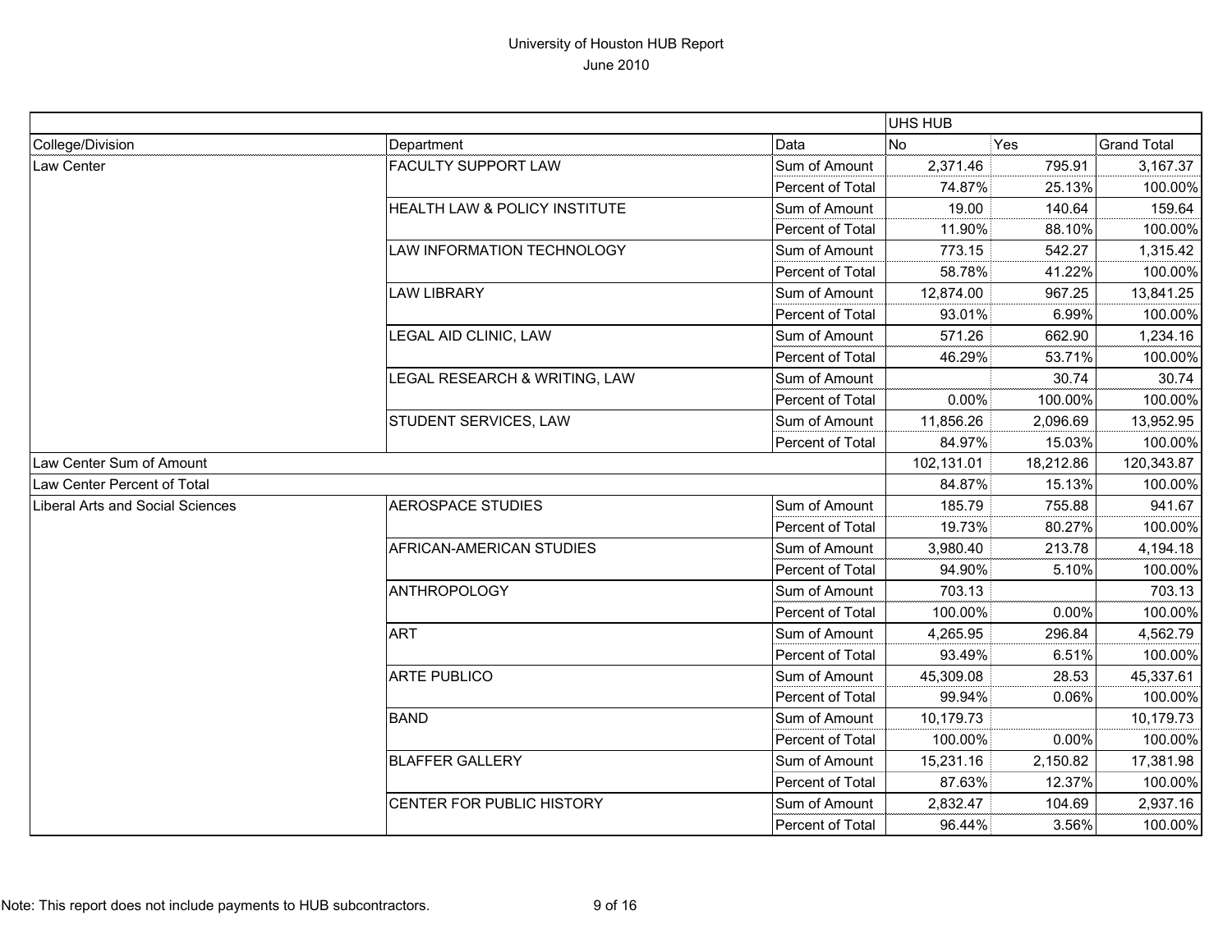# University of Houston HUB Report

June 2010

| | | | UHS HUB | | |
|---|---|---|---|---|---|
| College/Division | Department | Data | No | Yes | Grand Total |
| Law Center | FACULTY SUPPORT LAW | Sum of Amount | 2,371.46 | 795.91 | 3,167.37 |
| | | Percent of Total | 74.87% | 25.13% | 100.00% |
| | HEALTH LAW & POLICY INSTITUTE | Sum of Amount | 19.00 | 140.64 | 159.64 |
| | | Percent of Total | 11.90% | 88.10% | 100.00% |
| | LAW INFORMATION TECHNOLOGY | Sum of Amount | 773.15 | 542.27 | 1,315.42 |
| | | Percent of Total | 58.78% | 41.22% | 100.00% |
| | LAW LIBRARY | Sum of Amount | 12,874.00 | 967.25 | 13,841.25 |
| | | Percent of Total | 93.01% | 6.99% | 100.00% |
| | LEGAL AID CLINIC, LAW | Sum of Amount | 571.26 | 662.90 | 1,234.16 |
| | | Percent of Total | 46.29% | 53.71% | 100.00% |
| | LEGAL RESEARCH & WRITING, LAW | Sum of Amount | | 30.74 | 30.74 |
| | | Percent of Total | 0.00% | 100.00% | 100.00% |
| | STUDENT SERVICES, LAW | Sum of Amount | 11,856.26 | 2,096.69 | 13,952.95 |
| | | Percent of Total | 84.97% | 15.03% | 100.00% |
| Law Center Sum of Amount | | | 102,131.01 | 18,212.86 | 120,343.87 |
| Law Center Percent of Total | | | 84.87% | 15.13% | 100.00% |
| Liberal Arts and Social Sciences | AEROSPACE STUDIES | Sum of Amount | 185.79 | 755.88 | 941.67 |
| | | Percent of Total | 19.73% | 80.27% | 100.00% |
| | AFRICAN-AMERICAN STUDIES | Sum of Amount | 3,980.40 | 213.78 | 4,194.18 |
| | | Percent of Total | 94.90% | 5.10% | 100.00% |
| | ANTHROPOLOGY | Sum of Amount | 703.13 | | 703.13 |
| | | Percent of Total | 100.00% | 0.00% | 100.00% |
| | ART | Sum of Amount | 4,265.95 | 296.84 | 4,562.79 |
| | | Percent of Total | 93.49% | 6.51% | 100.00% |
| | ARTE PUBLICO | Sum of Amount | 45,309.08 | 28.53 | 45,337.61 |
| | | Percent of Total | 99.94% | 0.06% | 100.00% |
| | BAND | Sum of Amount | 10,179.73 | | 10,179.73 |
| | | Percent of Total | 100.00% | 0.00% | 100.00% |
| | BLAFFER GALLERY | Sum of Amount | 15,231.16 | 2,150.82 | 17,381.98 |
| | | Percent of Total | 87.63% | 12.37% | 100.00% |
| | CENTER FOR PUBLIC HISTORY | Sum of Amount | 2,832.47 | 104.69 | 2,937.16 |
| | | Percent of Total | 96.44% | 3.56% | 100.00% |

Note: This report does not include payments to HUB subcontractors.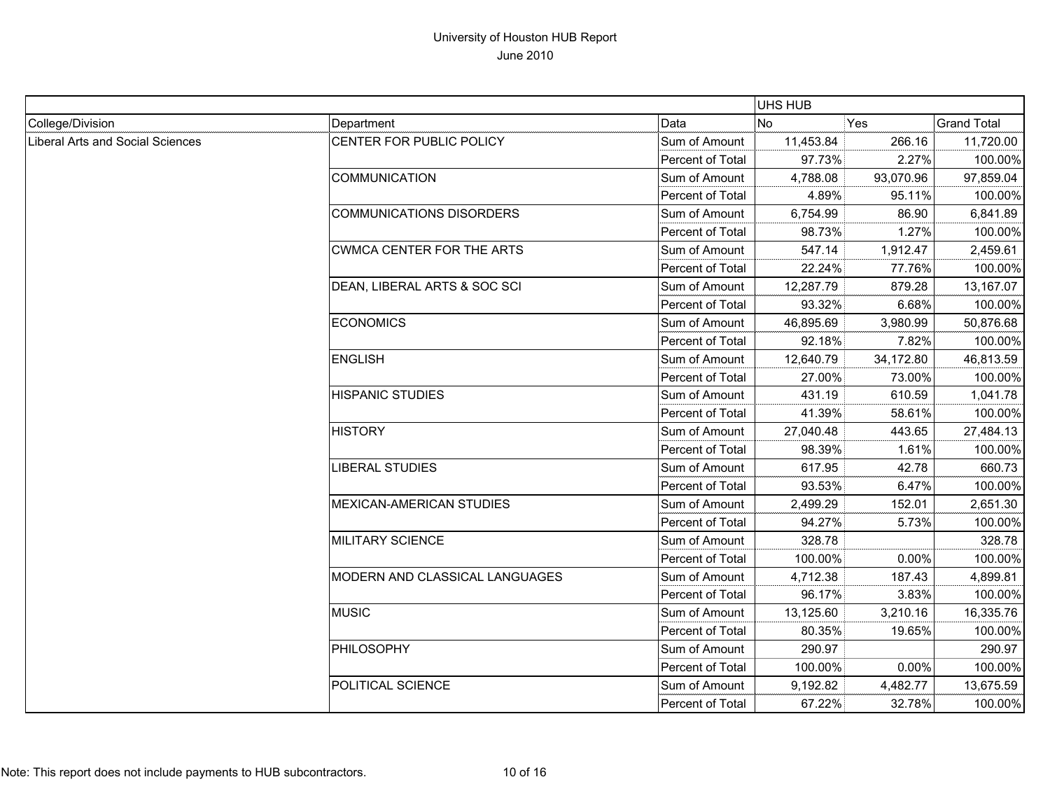# University of Houston HUB Report

June 2010

| | | | UHS HUB | | |
|---|---|---|---|---|---|
| College/Division | Department | Data | No | Yes | Grand Total |
| Liberal Arts and Social Sciences | CENTER FOR PUBLIC POLICY | Sum of Amount | 11,453.84 | 266.16 | 11,720.00 |
| | | Percent of Total | 97.73% | 2.27% | 100.00% |
| | COMMUNICATION | Sum of Amount | 4,788.08 | 93,070.96 | 97,859.04 |
| | | Percent of Total | 4.89% | 95.11% | 100.00% |
| | COMMUNICATIONS DISORDERS | Sum of Amount | 6,754.99 | 86.90 | 6,841.89 |
| | | Percent of Total | 98.73% | 1.27% | 100.00% |
| | CWMCA CENTER FOR THE ARTS | Sum of Amount | 547.14 | 1,912.47 | 2,459.61 |
| | | Percent of Total | 22.24% | 77.76% | 100.00% |
| | DEAN, LIBERAL ARTS & SOC SCI | Sum of Amount | 12,287.79 | 879.28 | 13,167.07 |
| | | Percent of Total | 93.32% | 6.68% | 100.00% |
| | ECONOMICS | Sum of Amount | 46,895.69 | 3,980.99 | 50,876.68 |
| | | Percent of Total | 92.18% | 7.82% | 100.00% |
| | ENGLISH | Sum of Amount | 12,640.79 | 34,172.80 | 46,813.59 |
| | | Percent of Total | 27.00% | 73.00% | 100.00% |
| | HISPANIC STUDIES | Sum of Amount | 431.19 | 610.59 | 1,041.78 |
| | | Percent of Total | 41.39% | 58.61% | 100.00% |
| | HISTORY | Sum of Amount | 27,040.48 | 443.65 | 27,484.13 |
| | | Percent of Total | 98.39% | 1.61% | 100.00% |
| | LIBERAL STUDIES | Sum of Amount | 617.95 | 42.78 | 660.73 |
| | | Percent of Total | 93.53% | 6.47% | 100.00% |
| | MEXICAN-AMERICAN STUDIES | Sum of Amount | 2,499.29 | 152.01 | 2,651.30 |
| | | Percent of Total | 94.27% | 5.73% | 100.00% |
| | MILITARY SCIENCE | Sum of Amount | 328.78 | | 328.78 |
| | | Percent of Total | 100.00% | 0.00% | 100.00% |
| | MODERN AND CLASSICAL LANGUAGES | Sum of Amount | 4,712.38 | 187.43 | 4,899.81 |
| | | Percent of Total | 96.17% | 3.83% | 100.00% |
| | MUSIC | Sum of Amount | 13,125.60 | 3,210.16 | 16,335.76 |
| | | Percent of Total | 80.35% | 19.65% | 100.00% |
| | PHILOSOPHY | Sum of Amount | 290.97 | | 290.97 |
| | | Percent of Total | 100.00% | 0.00% | 100.00% |
| | POLITICAL SCIENCE | Sum of Amount | 9,192.82 | 4,482.77 | 13,675.59 |
| | | Percent of Total | 67.22% | 32.78% | 100.00% |

Note: This report does not include payments to HUB subcontractors.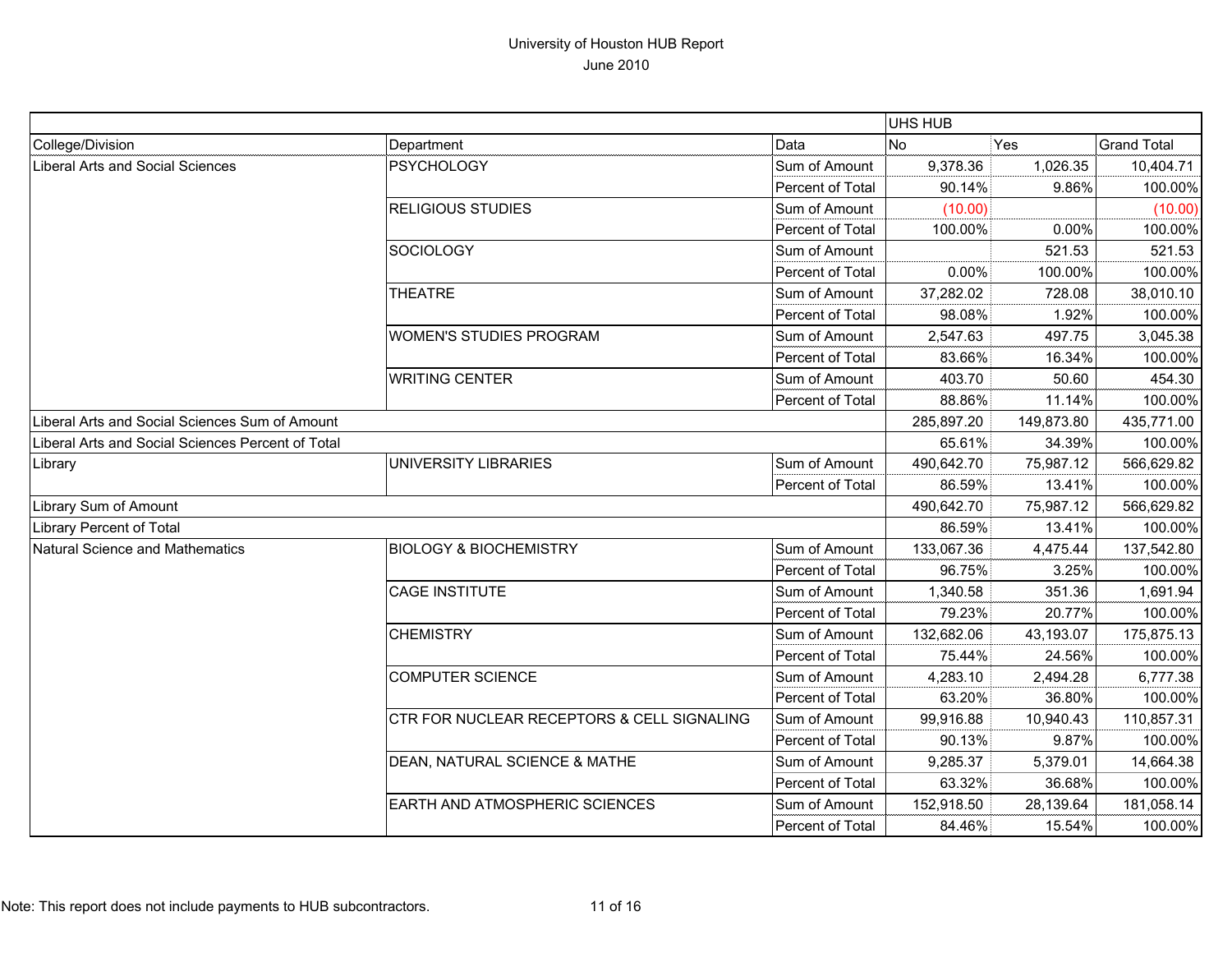University of Houston HUB Report
June 2010

| | | | UHS HUB | | |
|---|---|---|---|---|---|
| College/Division | Department | Data | No | Yes | Grand Total |
| Liberal Arts and Social Sciences | PSYCHOLOGY | Sum of Amount | 9,378.36 | 1,026.35 | 10,404.71 |
| | | Percent of Total | 90.14% | 9.86% | 100.00% |
| | RELIGIOUS STUDIES | Sum of Amount | (10.00) | | (10.00) |
| | | Percent of Total | 100.00% | 0.00% | 100.00% |
| | SOCIOLOGY | Sum of Amount | | 521.53 | 521.53 |
| | | Percent of Total | 0.00% | 100.00% | 100.00% |
| | THEATRE | Sum of Amount | 37,282.02 | 728.08 | 38,010.10 |
| | | Percent of Total | 98.08% | 1.92% | 100.00% |
| | WOMEN'S STUDIES PROGRAM | Sum of Amount | 2,547.63 | 497.75 | 3,045.38 |
| | | Percent of Total | 83.66% | 16.34% | 100.00% |
| | WRITING CENTER | Sum of Amount | 403.70 | 50.60 | 454.30 |
| | | Percent of Total | 88.86% | 11.14% | 100.00% |
| Liberal Arts and Social Sciences Sum of Amount | | | 285,897.20 | 149,873.80 | 435,771.00 |
| Liberal Arts and Social Sciences Percent of Total | | | 65.61% | 34.39% | 100.00% |
| Library | UNIVERSITY LIBRARIES | Sum of Amount | 490,642.70 | 75,987.12 | 566,629.82 |
| | | Percent of Total | 86.59% | 13.41% | 100.00% |
| Library Sum of Amount | | | 490,642.70 | 75,987.12 | 566,629.82 |
| Library Percent of Total | | | 86.59% | 13.41% | 100.00% |
| Natural Science and Mathematics | BIOLOGY & BIOCHEMISTRY | Sum of Amount | 133,067.36 | 4,475.44 | 137,542.80 |
| | | Percent of Total | 96.75% | 3.25% | 100.00% |
| | CAGE INSTITUTE | Sum of Amount | 1,340.58 | 351.36 | 1,691.94 |
| | | Percent of Total | 79.23% | 20.77% | 100.00% |
| | CHEMISTRY | Sum of Amount | 132,682.06 | 43,193.07 | 175,875.13 |
| | | Percent of Total | 75.44% | 24.56% | 100.00% |
| | COMPUTER SCIENCE | Sum of Amount | 4,283.10 | 2,494.28 | 6,777.38 |
| | | Percent of Total | 63.20% | 36.80% | 100.00% |
| | CTR FOR NUCLEAR RECEPTORS & CELL SIGNALING | Sum of Amount | 99,916.88 | 10,940.43 | 110,857.31 |
| | | Percent of Total | 90.13% | 9.87% | 100.00% |
| | DEAN, NATURAL SCIENCE & MATHE | Sum of Amount | 9,285.37 | 5,379.01 | 14,664.38 |
| | | Percent of Total | 63.32% | 36.68% | 100.00% |
| | EARTH AND ATMOSPHERIC SCIENCES | Sum of Amount | 152,918.50 | 28,139.64 | 181,058.14 |
| | | Percent of Total | 84.46% | 15.54% | 100.00% |

Note: This report does not include payments to HUB subcontractors.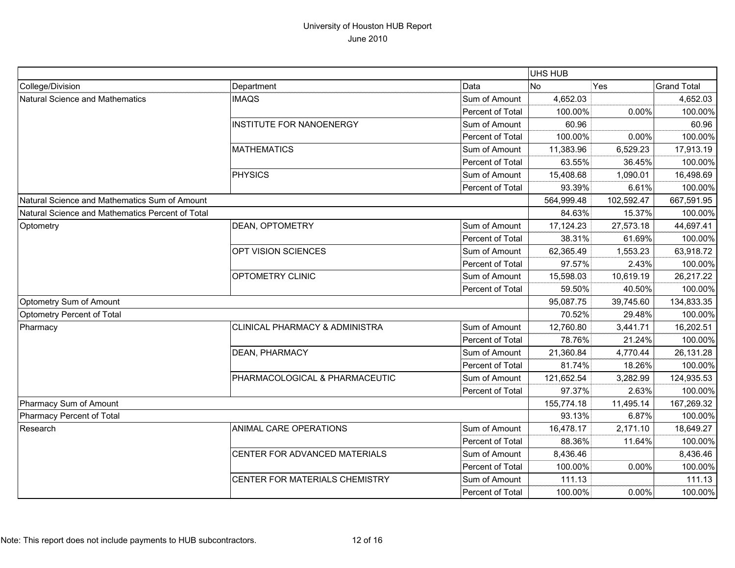# University of Houston HUB Report

June 2010

| | | | UHS HUB | | |
|---|---|---|---|---|---|
| College/Division | Department | Data | No | Yes | Grand Total |
| Natural Science and Mathematics | IMAQS | Sum of Amount | 4,652.03 | | 4,652.03 |
| | | Percent of Total | 100.00% | 0.00% | 100.00% |
| | INSTITUTE FOR NANOENERGY | Sum of Amount | 60.96 | | 60.96 |
| | | Percent of Total | 100.00% | 0.00% | 100.00% |
| | MATHEMATICS | Sum of Amount | 11,383.96 | 6,529.23 | 17,913.19 |
| | | Percent of Total | 63.55% | 36.45% | 100.00% |
| | PHYSICS | Sum of Amount | 15,408.68 | 1,090.01 | 16,498.69 |
| | | Percent of Total | 93.39% | 6.61% | 100.00% |
| Natural Science and Mathematics Sum of Amount | | | 564,999.48 | 102,592.47 | 667,591.95 |
| Natural Science and Mathematics Percent of Total | | | 84.63% | 15.37% | 100.00% |
| Optometry | DEAN, OPTOMETRY | Sum of Amount | 17,124.23 | 27,573.18 | 44,697.41 |
| | | Percent of Total | 38.31% | 61.69% | 100.00% |
| | OPT VISION SCIENCES | Sum of Amount | 62,365.49 | 1,553.23 | 63,918.72 |
| | | Percent of Total | 97.57% | 2.43% | 100.00% |
| | OPTOMETRY CLINIC | Sum of Amount | 15,598.03 | 10,619.19 | 26,217.22 |
| | | Percent of Total | 59.50% | 40.50% | 100.00% |
| Optometry Sum of Amount | | | 95,087.75 | 39,745.60 | 134,833.35 |
| Optometry Percent of Total | | | 70.52% | 29.48% | 100.00% |
| Pharmacy | CLINICAL PHARMACY & ADMINISTRA | Sum of Amount | 12,760.80 | 3,441.71 | 16,202.51 |
| | | Percent of Total | 78.76% | 21.24% | 100.00% |
| | DEAN, PHARMACY | Sum of Amount | 21,360.84 | 4,770.44 | 26,131.28 |
| | | Percent of Total | 81.74% | 18.26% | 100.00% |
| | PHARMACOLOGICAL & PHARMACEUTIC | Sum of Amount | 121,652.54 | 3,282.99 | 124,935.53 |
| | | Percent of Total | 97.37% | 2.63% | 100.00% |
| Pharmacy Sum of Amount | | | 155,774.18 | 11,495.14 | 167,269.32 |
| Pharmacy Percent of Total | | | 93.13% | 6.87% | 100.00% |
| Research | ANIMAL CARE OPERATIONS | Sum of Amount | 16,478.17 | 2,171.10 | 18,649.27 |
| | | Percent of Total | 88.36% | 11.64% | 100.00% |
| | CENTER FOR ADVANCED MATERIALS | Sum of Amount | 8,436.46 | | 8,436.46 |
| | | Percent of Total | 100.00% | 0.00% | 100.00% |
| | CENTER FOR MATERIALS CHEMISTRY | Sum of Amount | 111.13 | | 111.13 |
| | | Percent of Total | 100.00% | 0.00% | 100.00% |

Note: This report does not include payments to HUB subcontractors.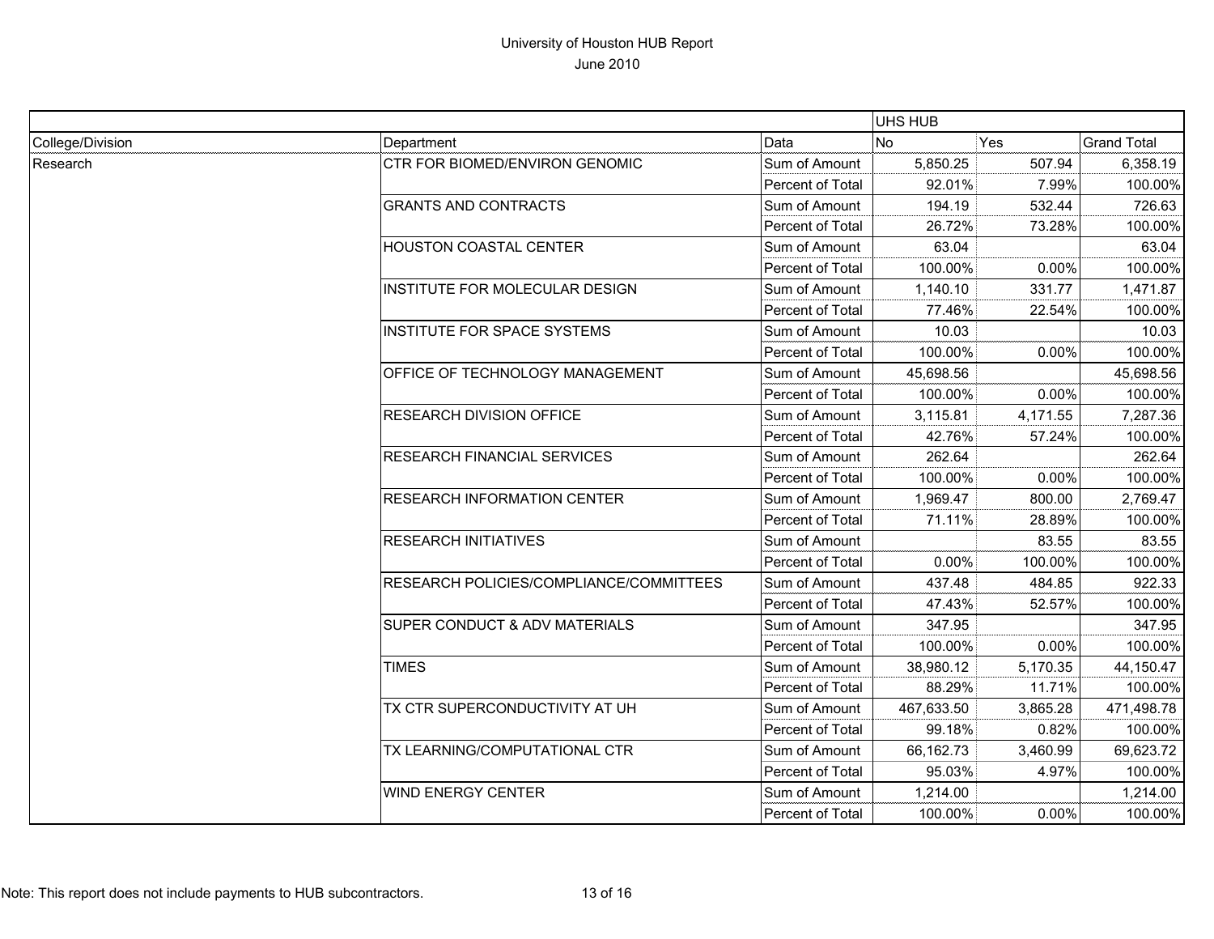University of Houston HUB Report
June 2010

| | | | UHS HUB | | |
|---|---|---|---|---|---|
| College/Division | Department | Data | No | Yes | Grand Total |
| Research | CTR FOR BIOMED/ENVIRON GENOMIC | Sum of Amount | 5,850.25 | 507.94 | 6,358.19 |
| | | Percent of Total | 92.01% | 7.99% | 100.00% |
| | GRANTS AND CONTRACTS | Sum of Amount | 194.19 | 532.44 | 726.63 |
| | | Percent of Total | 26.72% | 73.28% | 100.00% |
| | HOUSTON COASTAL CENTER | Sum of Amount | 63.04 | | 63.04 |
| | | Percent of Total | 100.00% | 0.00% | 100.00% |
| | INSTITUTE FOR MOLECULAR DESIGN | Sum of Amount | 1,140.10 | 331.77 | 1,471.87 |
| | | Percent of Total | 77.46% | 22.54% | 100.00% |
| | INSTITUTE FOR SPACE SYSTEMS | Sum of Amount | 10.03 | | 10.03 |
| | | Percent of Total | 100.00% | 0.00% | 100.00% |
| | OFFICE OF TECHNOLOGY MANAGEMENT | Sum of Amount | 45,698.56 | | 45,698.56 |
| | | Percent of Total | 100.00% | 0.00% | 100.00% |
| | RESEARCH DIVISION OFFICE | Sum of Amount | 3,115.81 | 4,171.55 | 7,287.36 |
| | | Percent of Total | 42.76% | 57.24% | 100.00% |
| | RESEARCH FINANCIAL SERVICES | Sum of Amount | 262.64 | | 262.64 |
| | | Percent of Total | 100.00% | 0.00% | 100.00% |
| | RESEARCH INFORMATION CENTER | Sum of Amount | 1,969.47 | 800.00 | 2,769.47 |
| | | Percent of Total | 71.11% | 28.89% | 100.00% |
| | RESEARCH INITIATIVES | Sum of Amount | | 83.55 | 83.55 |
| | | Percent of Total | 0.00% | 100.00% | 100.00% |
| | RESEARCH POLICIES/COMPLIANCE/COMMITTEES | Sum of Amount | 437.48 | 484.85 | 922.33 |
| | | Percent of Total | 47.43% | 52.57% | 100.00% |
| | SUPER CONDUCT & ADV MATERIALS | Sum of Amount | 347.95 | | 347.95 |
| | | Percent of Total | 100.00% | 0.00% | 100.00% |
| | TIMES | Sum of Amount | 38,980.12 | 5,170.35 | 44,150.47 |
| | | Percent of Total | 88.29% | 11.71% | 100.00% |
| | TX CTR SUPERCONDUCTIVITY AT UH | Sum of Amount | 467,633.50 | 3,865.28 | 471,498.78 |
| | | Percent of Total | 99.18% | 0.82% | 100.00% |
| | TX LEARNING/COMPUTATIONAL CTR | Sum of Amount | 66,162.73 | 3,460.99 | 69,623.72 |
| | | Percent of Total | 95.03% | 4.97% | 100.00% |
| | WIND ENERGY CENTER | Sum of Amount | 1,214.00 | | 1,214.00 |
| | | Percent of Total | 100.00% | 0.00% | 100.00% |

Note: This report does not include payments to HUB subcontractors.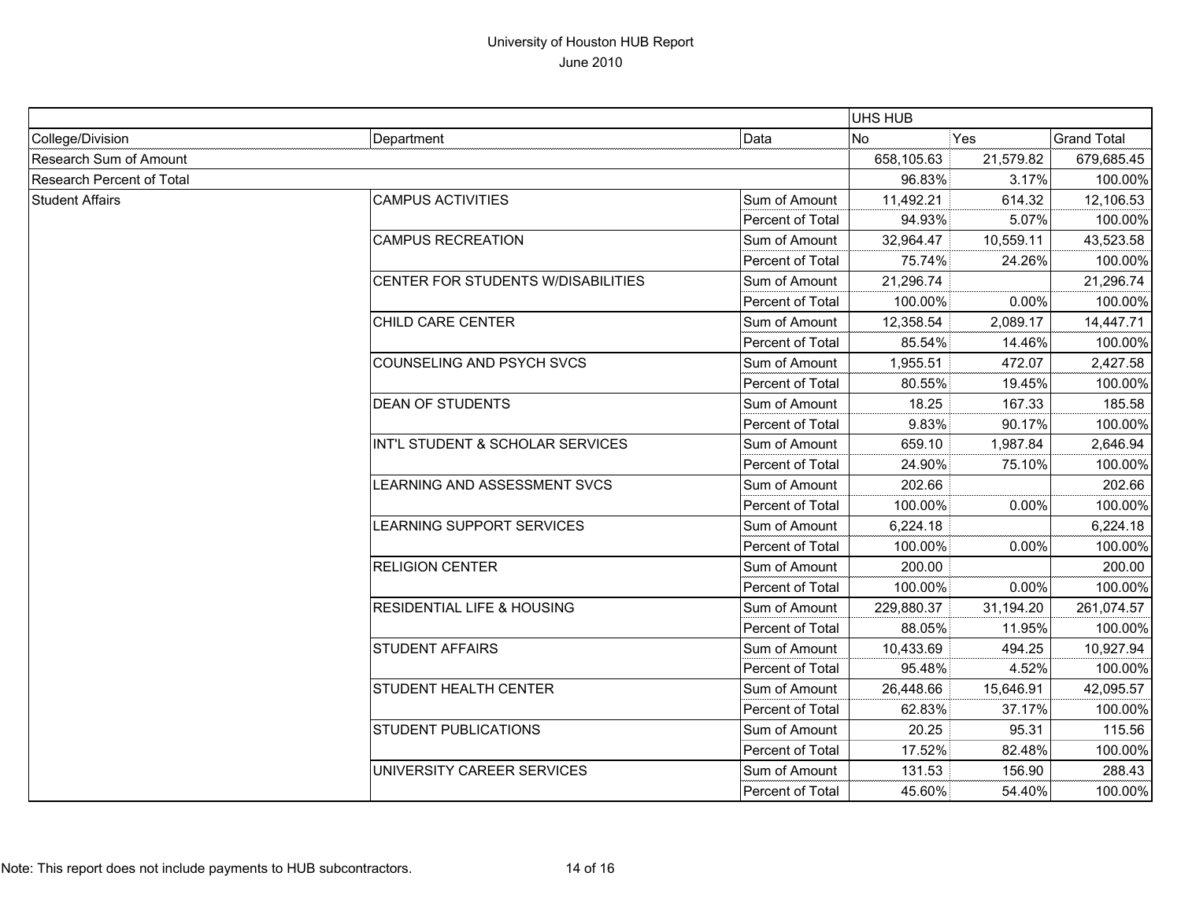# University of Houston HUB Report

June 2010

| | | | UHS HUB | | |
|---|---|---|---|---|---|
| College/Division | Department | Data | No | Yes | Grand Total |
| Research Sum of Amount | | | 658,105.63 | 21,579.82 | 679,685.45 |
| Research Percent of Total | | | 96.83% | 3.17% | 100.00% |
| Student Affairs | CAMPUS ACTIVITIES | Sum of Amount | 11,492.21 | 614.32 | 12,106.53 |
| | | Percent of Total | 94.93% | 5.07% | 100.00% |
| | CAMPUS RECREATION | Sum of Amount | 32,964.47 | 10,559.11 | 43,523.58 |
| | | Percent of Total | 75.74% | 24.26% | 100.00% |
| | CENTER FOR STUDENTS W/DISABILITIES | Sum of Amount | 21,296.74 | | 21,296.74 |
| | | Percent of Total | 100.00% | 0.00% | 100.00% |
| | CHILD CARE CENTER | Sum of Amount | 12,358.54 | 2,089.17 | 14,447.71 |
| | | Percent of Total | 85.54% | 14.46% | 100.00% |
| | COUNSELING AND PSYCH SVCS | Sum of Amount | 1,955.51 | 472.07 | 2,427.58 |
| | | Percent of Total | 80.55% | 19.45% | 100.00% |
| | DEAN OF STUDENTS | Sum of Amount | 18.25 | 167.33 | 185.58 |
| | | Percent of Total | 9.83% | 90.17% | 100.00% |
| | INT'L STUDENT & SCHOLAR SERVICES | Sum of Amount | 659.10 | 1,987.84 | 2,646.94 |
| | | Percent of Total | 24.90% | 75.10% | 100.00% |
| | LEARNING AND ASSESSMENT SVCS | Sum of Amount | 202.66 | | 202.66 |
| | | Percent of Total | 100.00% | 0.00% | 100.00% |
| | LEARNING SUPPORT SERVICES | Sum of Amount | 6,224.18 | | 6,224.18 |
| | | Percent of Total | 100.00% | 0.00% | 100.00% |
| | RELIGION CENTER | Sum of Amount | 200.00 | | 200.00 |
| | | Percent of Total | 100.00% | 0.00% | 100.00% |
| | RESIDENTIAL LIFE & HOUSING | Sum of Amount | 229,880.37 | 31,194.20 | 261,074.57 |
| | | Percent of Total | 88.05% | 11.95% | 100.00% |
| | STUDENT AFFAIRS | Sum of Amount | 10,433.69 | 494.25 | 10,927.94 |
| | | Percent of Total | 95.48% | 4.52% | 100.00% |
| | STUDENT HEALTH CENTER | Sum of Amount | 26,448.66 | 15,646.91 | 42,095.57 |
| | | Percent of Total | 62.83% | 37.17% | 100.00% |
| | STUDENT PUBLICATIONS | Sum of Amount | 20.25 | 95.31 | 115.56 |
| | | Percent of Total | 17.52% | 82.48% | 100.00% |
| | UNIVERSITY CAREER SERVICES | Sum of Amount | 131.53 | 156.90 | 288.43 |
| | | Percent of Total | 45.60% | 54.40% | 100.00% |

Note: This report does not include payments to HUB subcontractors.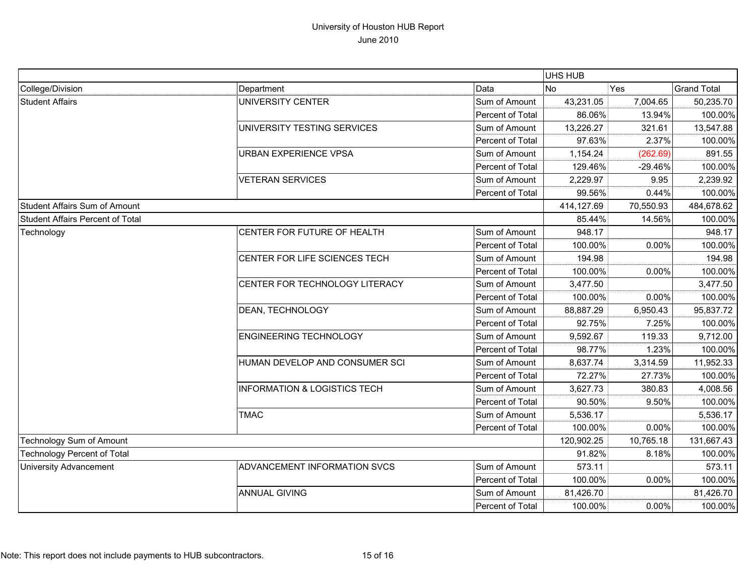University of Houston HUB Report
June 2010

| | | | UHS HUB | | |
|---|---|---|---|---|---|
| College/Division | Department | Data | No | Yes | Grand Total |
| Student Affairs | UNIVERSITY CENTER | Sum of Amount | 43,231.05 | 7,004.65 | 50,235.70 |
| | | Percent of Total | 86.06% | 13.94% | 100.00% |
| | UNIVERSITY TESTING SERVICES | Sum of Amount | 13,226.27 | 321.61 | 13,547.88 |
| | | Percent of Total | 97.63% | 2.37% | 100.00% |
| | URBAN EXPERIENCE VPSA | Sum of Amount | 1,154.24 | (262.69) | 891.55 |
| | | Percent of Total | 129.46% | -29.46% | 100.00% |
| | VETERAN SERVICES | Sum of Amount | 2,229.97 | 9.95 | 2,239.92 |
| | | Percent of Total | 99.56% | 0.44% | 100.00% |
| Student Affairs Sum of Amount | | | 414,127.69 | 70,550.93 | 484,678.62 |
| Student Affairs Percent of Total | | | 85.44% | 14.56% | 100.00% |
| Technology | CENTER FOR FUTURE OF HEALTH | Sum of Amount | 948.17 | | 948.17 |
| | | Percent of Total | 100.00% | 0.00% | 100.00% |
| | CENTER FOR LIFE SCIENCES TECH | Sum of Amount | 194.98 | | 194.98 |
| | | Percent of Total | 100.00% | 0.00% | 100.00% |
| | CENTER FOR TECHNOLOGY LITERACY | Sum of Amount | 3,477.50 | | 3,477.50 |
| | | Percent of Total | 100.00% | 0.00% | 100.00% |
| | DEAN, TECHNOLOGY | Sum of Amount | 88,887.29 | 6,950.43 | 95,837.72 |
| | | Percent of Total | 92.75% | 7.25% | 100.00% |
| | ENGINEERING TECHNOLOGY | Sum of Amount | 9,592.67 | 119.33 | 9,712.00 |
| | | Percent of Total | 98.77% | 1.23% | 100.00% |
| | HUMAN DEVELOP AND CONSUMER SCI | Sum of Amount | 8,637.74 | 3,314.59 | 11,952.33 |
| | | Percent of Total | 72.27% | 27.73% | 100.00% |
| | INFORMATION & LOGISTICS TECH | Sum of Amount | 3,627.73 | 380.83 | 4,008.56 |
| | | Percent of Total | 90.50% | 9.50% | 100.00% |
| | TMAC | Sum of Amount | 5,536.17 | | 5,536.17 |
| | | Percent of Total | 100.00% | 0.00% | 100.00% |
| Technology Sum of Amount | | | 120,902.25 | 10,765.18 | 131,667.43 |
| Technology Percent of Total | | | 91.82% | 8.18% | 100.00% |
| University Advancement | ADVANCEMENT INFORMATION SVCS | Sum of Amount | 573.11 | | 573.11 |
| | | Percent of Total | 100.00% | 0.00% | 100.00% |
| | ANNUAL GIVING | Sum of Amount | 81,426.70 | | 81,426.70 |
| | | Percent of Total | 100.00% | 0.00% | 100.00% |

Note: This report does not include payments to HUB subcontractors.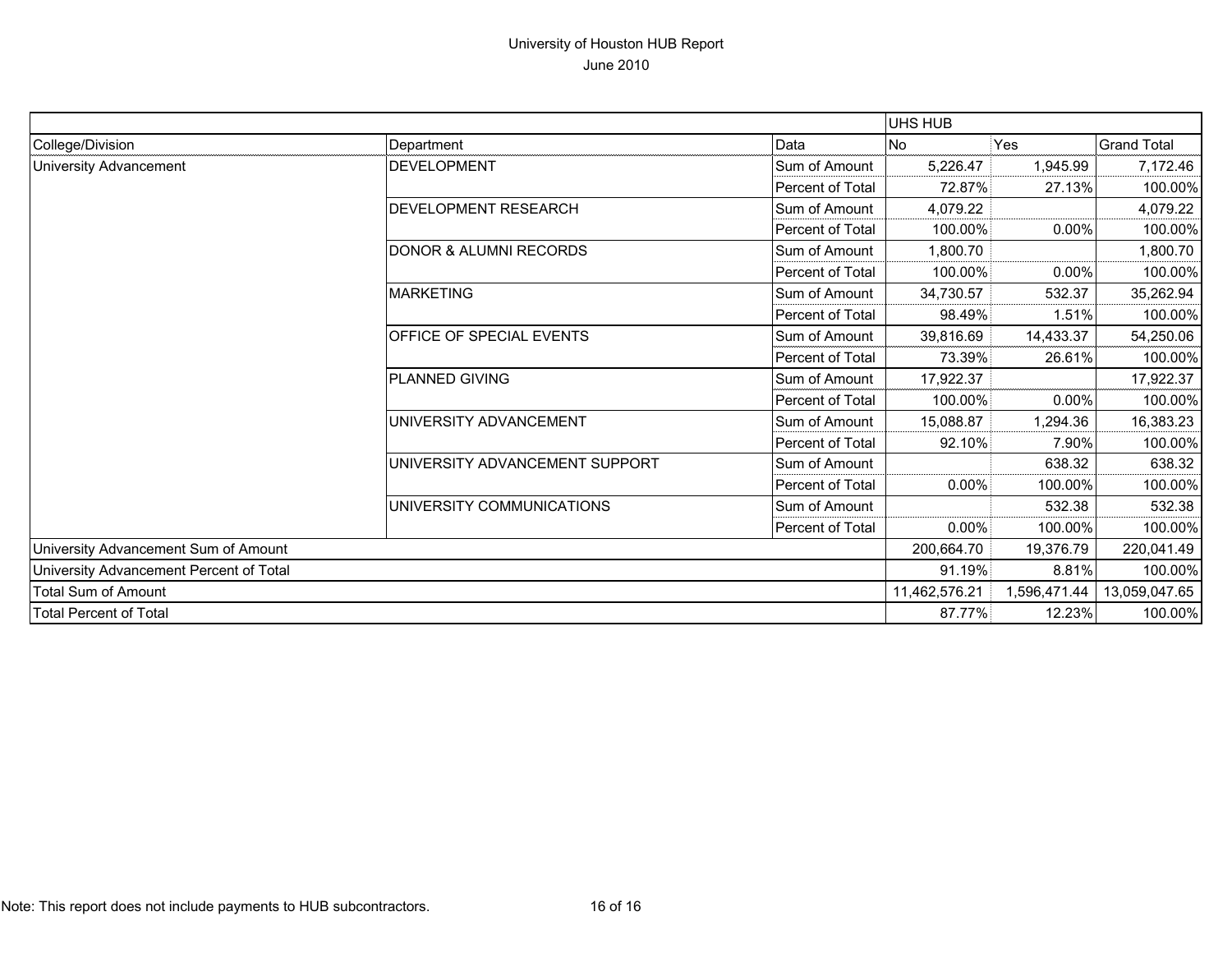# University of Houston HUB Report

June 2010

| | | | UHS HUB | | |
|---|---|---|---|---|---|
| College/Division | Department | Data | No | Yes | Grand Total |
| University Advancement | DEVELOPMENT | Sum of Amount | 5,226.47 | 1,945.99 | 7,172.46 |
| | | Percent of Total | 72.87% | 27.13% | 100.00% |
| | DEVELOPMENT RESEARCH | Sum of Amount | 4,079.22 | | 4,079.22 |
| | | Percent of Total | 100.00% | 0.00% | 100.00% |
| | DONOR & ALUMNI RECORDS | Sum of Amount | 1,800.70 | | 1,800.70 |
| | | Percent of Total | 100.00% | 0.00% | 100.00% |
| | MARKETING | Sum of Amount | 34,730.57 | 532.37 | 35,262.94 |
| | | Percent of Total | 98.49% | 1.51% | 100.00% |
| | OFFICE OF SPECIAL EVENTS | Sum of Amount | 39,816.69 | 14,433.37 | 54,250.06 |
| | | Percent of Total | 73.39% | 26.61% | 100.00% |
| | PLANNED GIVING | Sum of Amount | 17,922.37 | | 17,922.37 |
| | | Percent of Total | 100.00% | 0.00% | 100.00% |
| | UNIVERSITY ADVANCEMENT | Sum of Amount | 15,088.87 | 1,294.36 | 16,383.23 |
| | | Percent of Total | 92.10% | 7.90% | 100.00% |
| | UNIVERSITY ADVANCEMENT SUPPORT | Sum of Amount | | 638.32 | 638.32 |
| | | Percent of Total | 0.00% | 100.00% | 100.00% |
| | UNIVERSITY COMMUNICATIONS | Sum of Amount | | 532.38 | 532.38 |
| | | Percent of Total | 0.00% | 100.00% | 100.00% |
| University Advancement Sum of Amount | | | 200,664.70 | 19,376.79 | 220,041.49 |
| University Advancement Percent of Total | | | 91.19% | 8.81% | 100.00% |
| Total Sum of Amount | | | 11,462,576.21 | 1,596,471.44 | 13,059,047.65 |
| Total Percent of Total | | | 87.77% | 12.23% | 100.00% |

Note: This report does not include payments to HUB subcontractors.